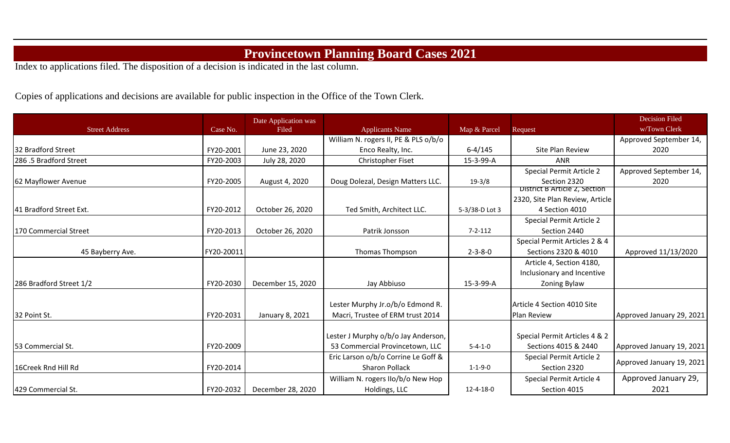# Provincetown Planning Board Cases 2021

Index to applications filed. The disposition of a decision is indicated in the last column.

Copies of applications and decisions are available for public inspection in the Office of the Town Clerk.

| Street Address | Case No. | Date Application was Filed | Applicants Name | Map & Parcel | Request | Decision Filed w/Town Clerk |
|---|---|---|---|---|---|---|
| 32 Bradford Street | FY20-2001 | June 23, 2020 | William N. rogers II, PE & PLS o/b/o Enco Realty, Inc. | 6-4/145 | Site Plan Review | Approved September 14, 2020 |
| 286 .5 Bradford Street | FY20-2003 | July 28, 2020 | Christopher Fiset | 15-3-99-A | ANR | |
| 62 Mayflower Avenue | FY20-2005 | August 4, 2020 | Doug Dolezal, Design Matters LLC. | 19-3/8 | Special Permit Article 2 Section 2320 | Approved September 14, 2020 |
| 41 Bradford Street Ext. | FY20-2012 | October 26, 2020 | Ted Smith, Architect LLC. | 5-3/38-D Lot 3 | District B Article 2, Section 2320, Site Plan Review, Article 4 Section 4010 | |
| 170 Commercial Street | FY20-2013 | October 26, 2020 | Patrik Jonsson | 7-2-112 | Special Permit Article 2 Section 2440 | |
| 45 Bayberry Ave. | FY20-20011 | | Thomas Thompson | 2-3-8-0 | Special Permit Articles 2 & 4 Sections 2320 & 4010 | Approved 11/13/2020 |
| 286 Bradford Street 1/2 | FY20-2030 | December 15, 2020 | Jay Abbiuso | 15-3-99-A | Article 4, Section 4180, Inclusionary and Incentive Zoning Bylaw | |
| 32 Point St. | FY20-2031 | January 8, 2021 | Lester Murphy Jr.o/b/o Edmond R. Macri, Trustee of ERM trust 2014 | | Article 4 Section 4010 Site Plan Review | Approved January 29, 2021 |
| 53 Commercial St. | FY20-2009 | | Lester J Murphy o/b/o Jay Anderson, 53 Commercial Provincetown, LLC | 5-4-1-0 | Special Permit Articles 4 & 2 Sections 4015 & 2440 | Approved January 19, 2021 |
| 16Creek Rnd Hill Rd | FY20-2014 | | Eric Larson o/b/o Corrine Le Goff & Sharon Pollack | 1-1-9-0 | Special Permit Article 2 Section 2320 | Approved January 19, 2021 |
| 429 Commercial St. | FY20-2032 | December 28, 2020 | William N. rogers IIo/b/o New Hop Holdings, LLC | 12-4-18-0 | Special Permit Article 4 Section 4015 | Approved January 29, 2021 |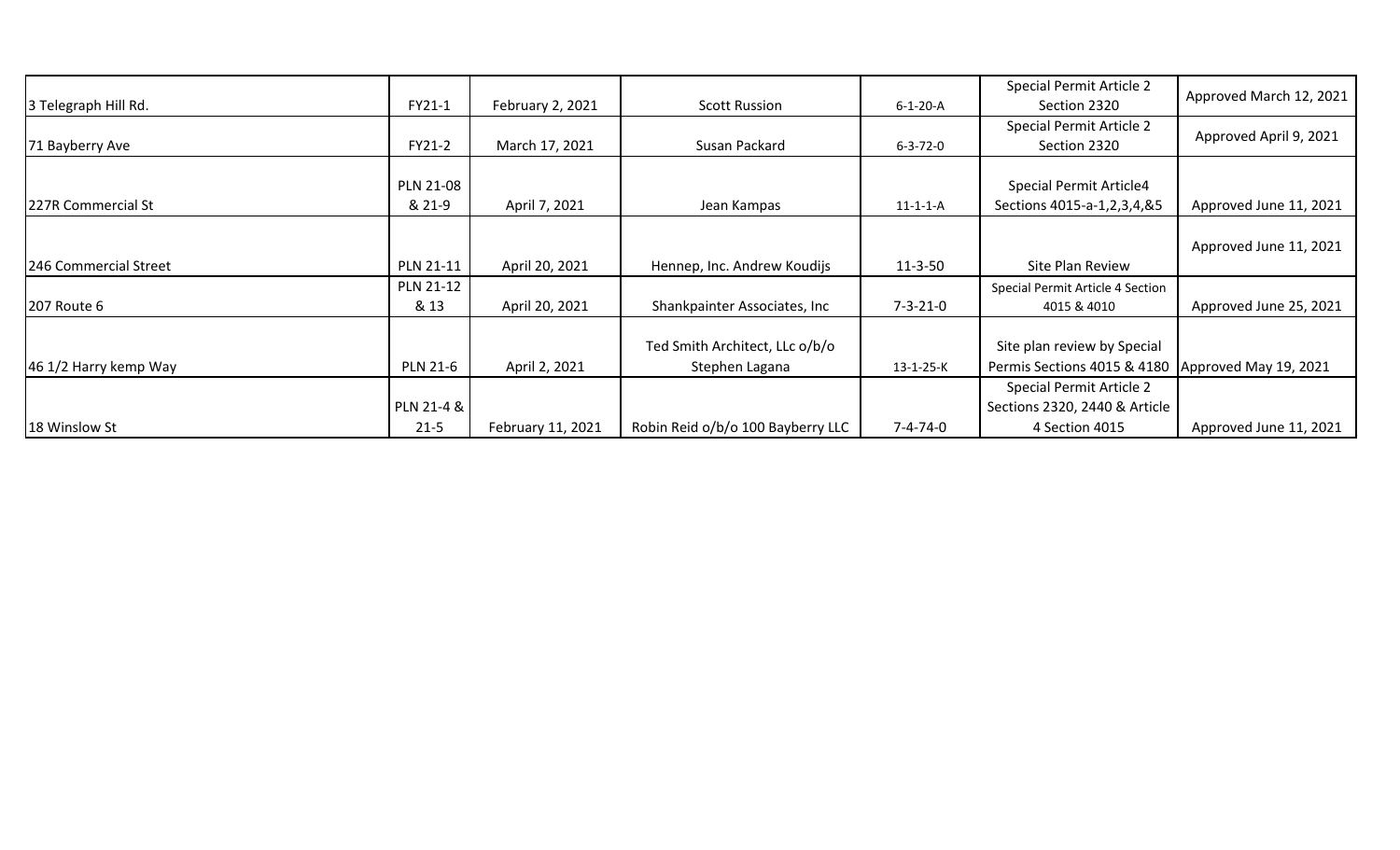| | | | | | | |
|---|---|---|---|---|---|---|
| 3 Telegraph Hill Rd. | FY21-1 | February 2, 2021 | Scott Russion | 6-1-20-A | Special Permit Article 2 Section 2320 | Approved March 12, 2021 |
| 71 Bayberry Ave | FY21-2 | March 17, 2021 | Susan Packard | 6-3-72-0 | Special Permit Article 2 Section 2320 | Approved April 9, 2021 |
| 227R Commercial St | PLN 21-08 & 21-9 | April 7, 2021 | Jean Kampas | 11-1-1-A | Special Permit Article4 Sections 4015-a-1,2,3,4,&5 | Approved June 11, 2021 |
| 246 Commercial Street | PLN 21-11 | April 20, 2021 | Hennep, Inc. Andrew Koudijs | 11-3-50 | Site Plan Review | Approved June 11, 2021 |
| 207 Route 6 | PLN 21-12 & 13 | April 20, 2021 | Shankpainter Associates, Inc | 7-3-21-0 | Special Permit Article 4 Section 4015 & 4010 | Approved June 25, 2021 |
| 46 1/2 Harry kemp Way | PLN 21-6 | April 2, 2021 | Ted Smith Architect, LLc o/b/o Stephen Lagana | 13-1-25-K | Site plan review by Special Permis Sections 4015 & 4180 | Approved May 19, 2021 |
| 18 Winslow St | PLN 21-4 & 21-5 | February 11, 2021 | Robin Reid o/b/o 100 Bayberry LLC | 7-4-74-0 | Special Permit Article 2 Sections 2320, 2440 & Article 4 Section 4015 | Approved June 11, 2021 |